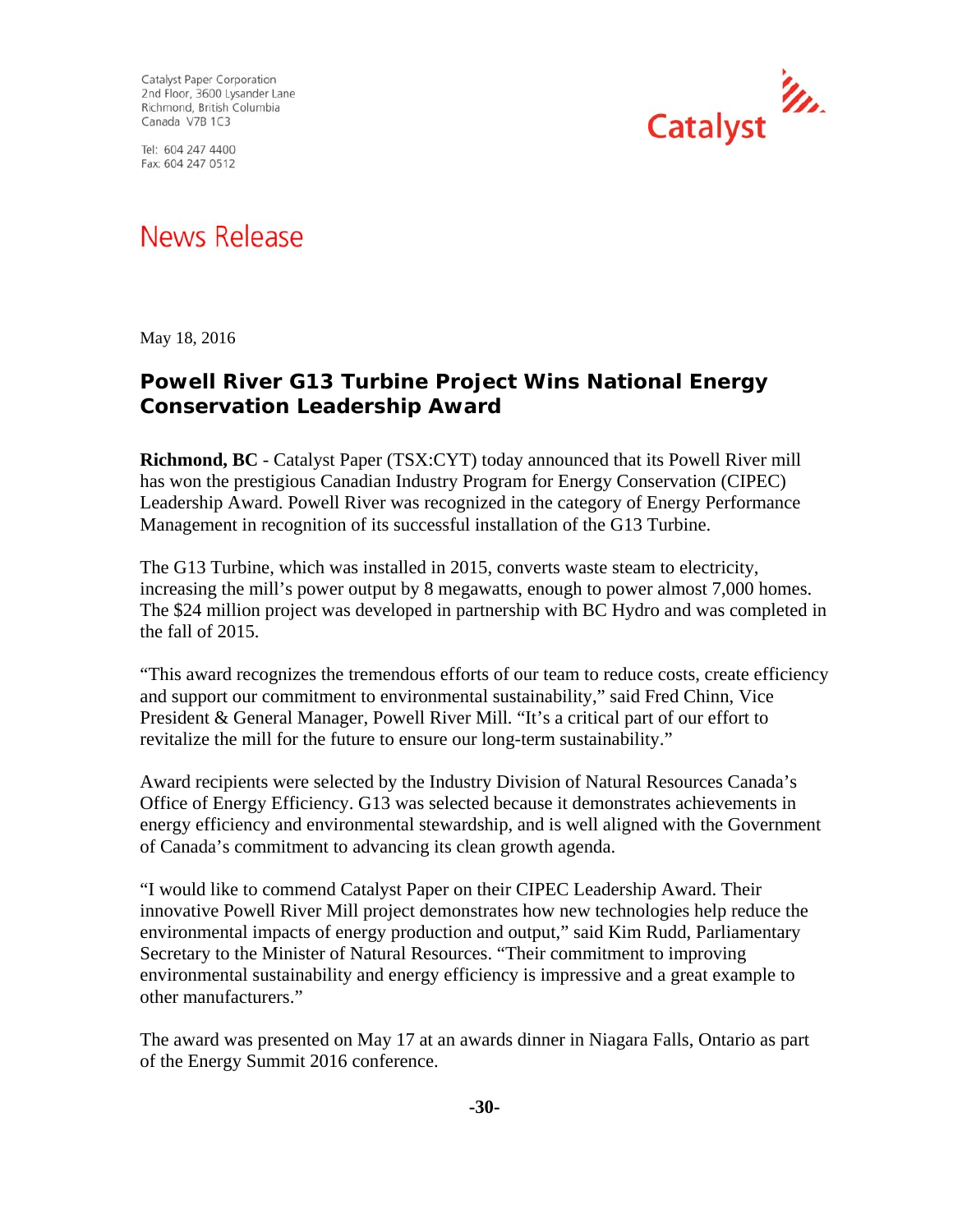Catalyst Paper Corporation
2nd Floor, 3600 Lysander Lane
Richmond, British Columbia
Canada V7B 1C3

Tel: 604 247 4400
Fax: 604 247 0512

Catalyst

# News Release

May 18, 2016

## Powell River G13 Turbine Project Wins National Energy Conservation Leadership Award

**Richmond, BC** - Catalyst Paper (TSX:CYT) today announced that its Powell River mill has won the prestigious Canadian Industry Program for Energy Conservation (CIPEC) Leadership Award. Powell River was recognized in the category of Energy Performance Management in recognition of its successful installation of the G13 Turbine.

The G13 Turbine, which was installed in 2015, converts waste steam to electricity, increasing the mill's power output by 8 megawatts, enough to power almost 7,000 homes. The $24 million project was developed in partnership with BC Hydro and was completed in the fall of 2015.

"This award recognizes the tremendous efforts of our team to reduce costs, create efficiency and support our commitment to environmental sustainability," said Fred Chinn, Vice President & General Manager, Powell River Mill. "It's a critical part of our effort to revitalize the mill for the future to ensure our long-term sustainability."

Award recipients were selected by the Industry Division of Natural Resources Canada's Office of Energy Efficiency. G13 was selected because it demonstrates achievements in energy efficiency and environmental stewardship, and is well aligned with the Government of Canada's commitment to advancing its clean growth agenda.

"I would like to commend Catalyst Paper on their CIPEC Leadership Award. Their innovative Powell River Mill project demonstrates how new technologies help reduce the environmental impacts of energy production and output," said Kim Rudd, Parliamentary Secretary to the Minister of Natural Resources. "Their commitment to improving environmental sustainability and energy efficiency is impressive and a great example to other manufacturers."

The award was presented on May 17 at an awards dinner in Niagara Falls, Ontario as part of the Energy Summit 2016 conference.

**-30-**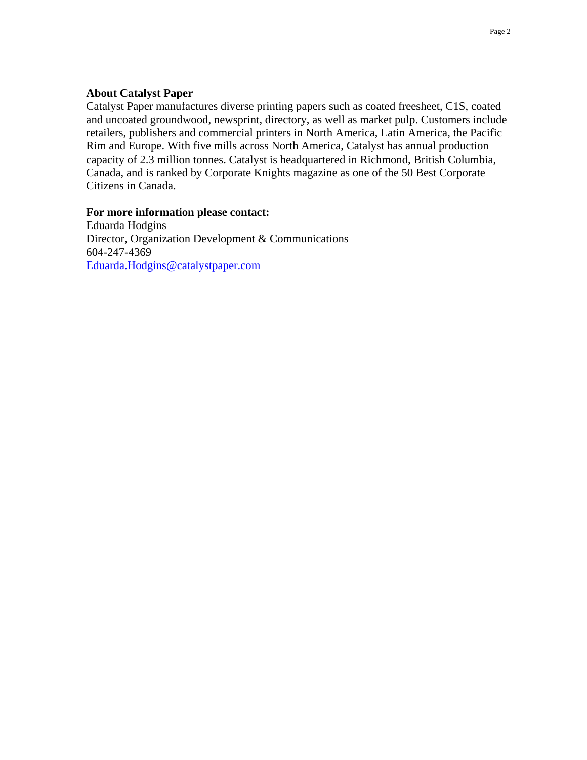**About Catalyst Paper**

Catalyst Paper manufactures diverse printing papers such as coated freesheet, C1S, coated and uncoated groundwood, newsprint, directory, as well as market pulp. Customers include retailers, publishers and commercial printers in North America, Latin America, the Pacific Rim and Europe. With five mills across North America, Catalyst has annual production capacity of 2.3 million tonnes. Catalyst is headquartered in Richmond, British Columbia, Canada, and is ranked by Corporate Knights magazine as one of the 50 Best Corporate Citizens in Canada.

**For more information please contact:**

Eduarda Hodgins
Director, Organization Development & Communications
604-247-4369
Eduarda.Hodgins@catalystpaper.com